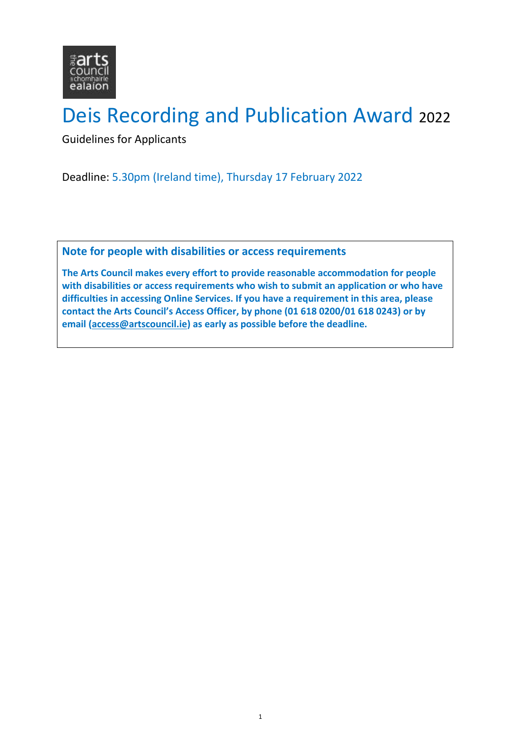# Deis Recording and Publication Award 2022

Guidelines for Applicants

Deadline: 5.30pm (Ireland time), Thursday 17 February 2022

## Note for people with disabilities or access requirements

**The Arts Council makes every effort to provide reasonable accommodation for people with disabilities or access requirements who wish to submit an application or who have difficulties in accessing Online Services. If you have a requirement in this area, please contact the Arts Council's Access Officer, by phone (01 618 0200/01 618 0243) or by email (access@artscouncil.ie) as early as possible before the deadline.**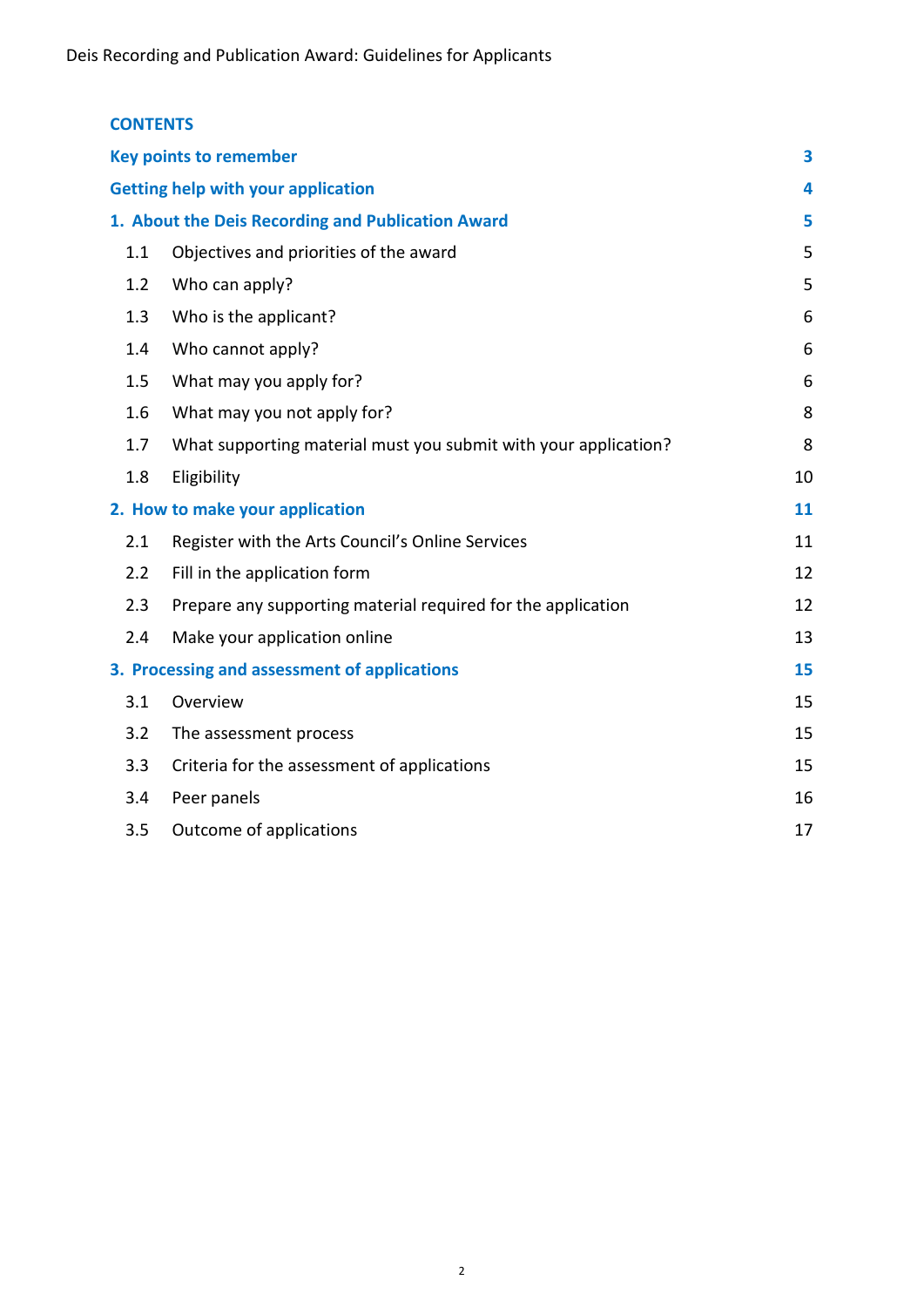## CONTENTS

| | |
|---|---|
| **Key points to remember** | **3** |
| **Getting help with your application** | **4** |
| **1. About the Deis Recording and Publication Award** | **5** |
| 1.1 Objectives and priorities of the award | 5 |
| 1.2 Who can apply? | 5 |
| 1.3 Who is the applicant? | 6 |
| 1.4 Who cannot apply? | 6 |
| 1.5 What may you apply for? | 6 |
| 1.6 What may you not apply for? | 8 |
| 1.7 What supporting material must you submit with your application? | 8 |
| 1.8 Eligibility | 10 |
| **2. How to make your application** | **11** |
| 2.1 Register with the Arts Council's Online Services | 11 |
| 2.2 Fill in the application form | 12 |
| 2.3 Prepare any supporting material required for the application | 12 |
| 2.4 Make your application online | 13 |
| **3. Processing and assessment of applications** | **15** |
| 3.1 Overview | 15 |
| 3.2 The assessment process | 15 |
| 3.3 Criteria for the assessment of applications | 15 |
| 3.4 Peer panels | 16 |
| 3.5 Outcome of applications | 17 |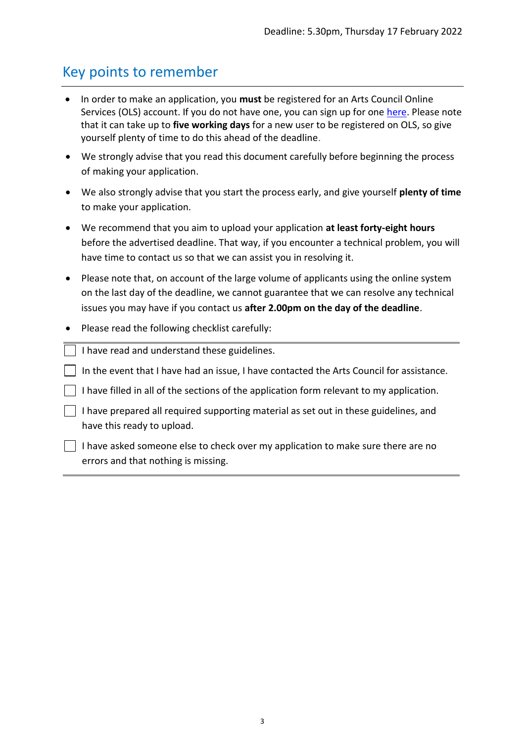Deadline: 5.30pm, Thursday 17 February 2022

## Key points to remember

- In order to make an application, you **must** be registered for an Arts Council Online Services (OLS) account. If you do not have one, you can sign up for one here. Please note that it can take up to **five working days** for a new user to be registered on OLS, so give yourself plenty of time to do this ahead of the deadline.
- We strongly advise that you read this document carefully before beginning the process of making your application.
- We also strongly advise that you start the process early, and give yourself **plenty of time** to make your application.
- We recommend that you aim to upload your application **at least forty-eight hours** before the advertised deadline. That way, if you encounter a technical problem, you will have time to contact us so that we can assist you in resolving it.
- Please note that, on account of the large volume of applicants using the online system on the last day of the deadline, we cannot guarantee that we can resolve any technical issues you may have if you contact us **after 2.00pm on the day of the deadline**.
- Please read the following checklist carefully:

---

- [ ] I have read and understand these guidelines.
- [ ] In the event that I have had an issue, I have contacted the Arts Council for assistance.
- [ ] I have filled in all of the sections of the application form relevant to my application.
- [ ] I have prepared all required supporting material as set out in these guidelines, and have this ready to upload.
- [ ] I have asked someone else to check over my application to make sure there are no errors and that nothing is missing.

---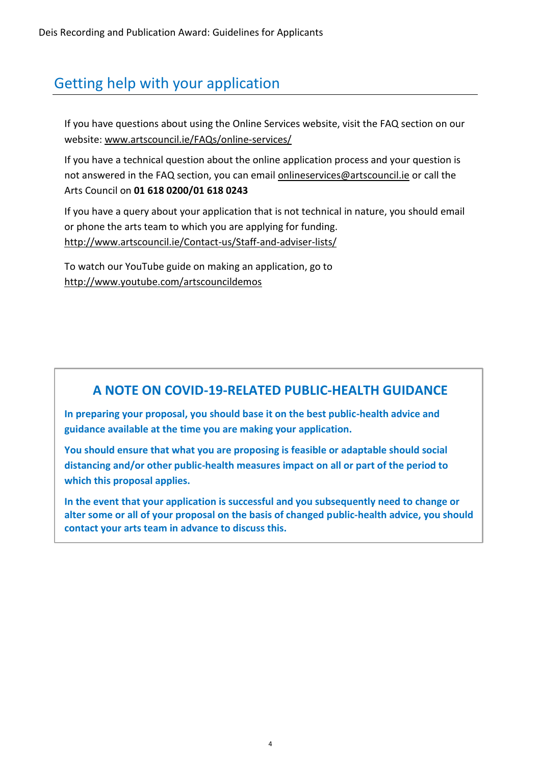## Getting help with your application

If you have questions about using the Online Services website, visit the FAQ section on our website: www.artscouncil.ie/FAQs/online-services/

If you have a technical question about the online application process and your question is not answered in the FAQ section, you can email onlineservices@artscouncil.ie or call the Arts Council on **01 618 0200/01 618 0243**

If you have a query about your application that is not technical in nature, you should email or phone the arts team to which you are applying for funding. http://www.artscouncil.ie/Contact-us/Staff-and-adviser-lists/

To watch our YouTube guide on making an application, go to http://www.youtube.com/artscouncildemos

### A NOTE ON COVID-19-RELATED PUBLIC-HEALTH GUIDANCE

**In preparing your proposal, you should base it on the best public-health advice and guidance available at the time you are making your application.**

**You should ensure that what you are proposing is feasible or adaptable should social distancing and/or other public-health measures impact on all or part of the period to which this proposal applies.**

**In the event that your application is successful and you subsequently need to change or alter some or all of your proposal on the basis of changed public-health advice, you should contact your arts team in advance to discuss this.**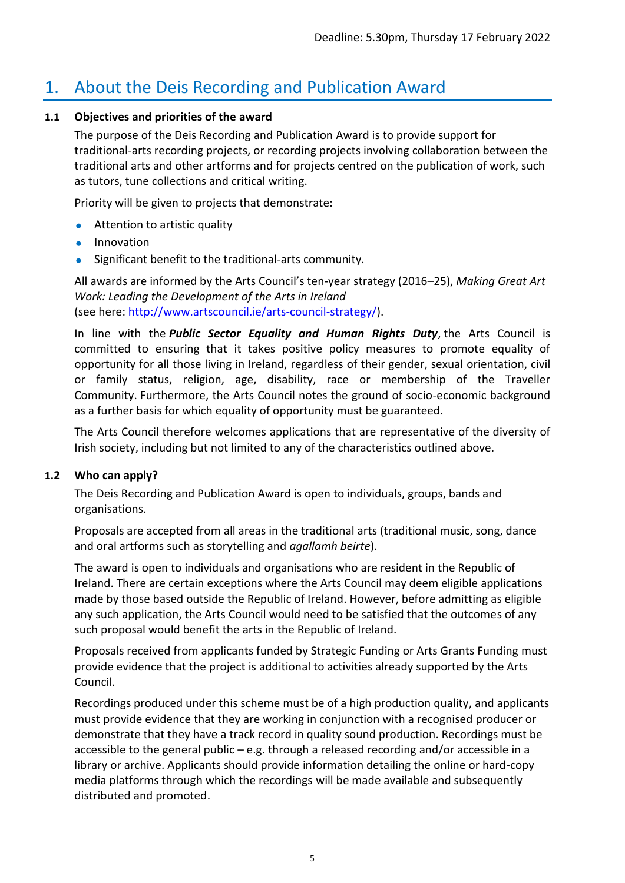Deadline: 5.30pm, Thursday 17 February 2022

# 1. About the Deis Recording and Publication Award

### 1.1 Objectives and priorities of the award

The purpose of the Deis Recording and Publication Award is to provide support for traditional-arts recording projects, or recording projects involving collaboration between the traditional arts and other artforms and for projects centred on the publication of work, such as tutors, tune collections and critical writing.

Priority will be given to projects that demonstrate:

- Attention to artistic quality
- Innovation
- Significant benefit to the traditional-arts community.

All awards are informed by the Arts Council's ten-year strategy (2016–25), *Making Great Art Work: Leading the Development of the Arts in Ireland* (see here: http://www.artscouncil.ie/arts-council-strategy/).

In line with the ***Public Sector Equality and Human Rights Duty***, the Arts Council is committed to ensuring that it takes positive policy measures to promote equality of opportunity for all those living in Ireland, regardless of their gender, sexual orientation, civil or family status, religion, age, disability, race or membership of the Traveller Community. Furthermore, the Arts Council notes the ground of socio-economic background as a further basis for which equality of opportunity must be guaranteed.

The Arts Council therefore welcomes applications that are representative of the diversity of Irish society, including but not limited to any of the characteristics outlined above.

### 1.2 Who can apply?

The Deis Recording and Publication Award is open to individuals, groups, bands and organisations.

Proposals are accepted from all areas in the traditional arts (traditional music, song, dance and oral artforms such as storytelling and *agallamh beirte*).

The award is open to individuals and organisations who are resident in the Republic of Ireland. There are certain exceptions where the Arts Council may deem eligible applications made by those based outside the Republic of Ireland. However, before admitting as eligible any such application, the Arts Council would need to be satisfied that the outcomes of any such proposal would benefit the arts in the Republic of Ireland.

Proposals received from applicants funded by Strategic Funding or Arts Grants Funding must provide evidence that the project is additional to activities already supported by the Arts Council.

Recordings produced under this scheme must be of a high production quality, and applicants must provide evidence that they are working in conjunction with a recognised producer or demonstrate that they have a track record in quality sound production. Recordings must be accessible to the general public – e.g. through a released recording and/or accessible in a library or archive. Applicants should provide information detailing the online or hard-copy media platforms through which the recordings will be made available and subsequently distributed and promoted.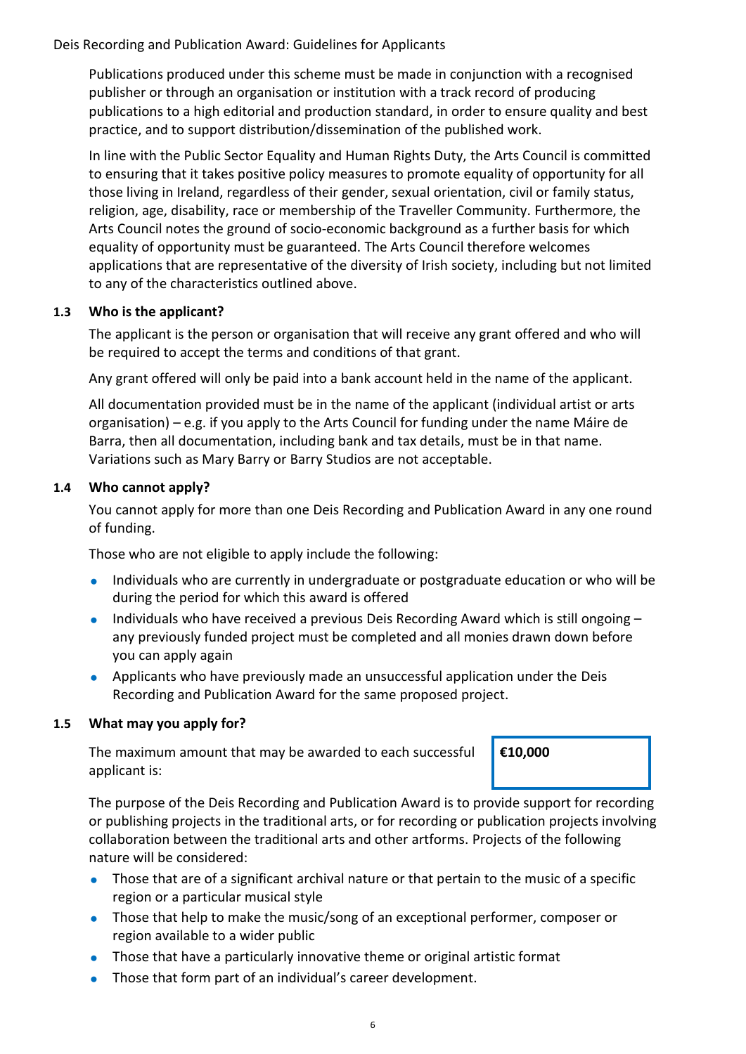Publications produced under this scheme must be made in conjunction with a recognised publisher or through an organisation or institution with a track record of producing publications to a high editorial and production standard, in order to ensure quality and best practice, and to support distribution/dissemination of the published work.

In line with the Public Sector Equality and Human Rights Duty, the Arts Council is committed to ensuring that it takes positive policy measures to promote equality of opportunity for all those living in Ireland, regardless of their gender, sexual orientation, civil or family status, religion, age, disability, race or membership of the Traveller Community. Furthermore, the Arts Council notes the ground of socio-economic background as a further basis for which equality of opportunity must be guaranteed. The Arts Council therefore welcomes applications that are representative of the diversity of Irish society, including but not limited to any of the characteristics outlined above.

### 1.3 Who is the applicant?

The applicant is the person or organisation that will receive any grant offered and who will be required to accept the terms and conditions of that grant.

Any grant offered will only be paid into a bank account held in the name of the applicant.

All documentation provided must be in the name of the applicant (individual artist or arts organisation) – e.g. if you apply to the Arts Council for funding under the name Máire de Barra, then all documentation, including bank and tax details, must be in that name. Variations such as Mary Barry or Barry Studios are not acceptable.

### 1.4 Who cannot apply?

You cannot apply for more than one Deis Recording and Publication Award in any one round of funding.

Those who are not eligible to apply include the following:

- Individuals who are currently in undergraduate or postgraduate education or who will be during the period for which this award is offered
- Individuals who have received a previous Deis Recording Award which is still ongoing – any previously funded project must be completed and all monies drawn down before you can apply again
- Applicants who have previously made an unsuccessful application under the Deis Recording and Publication Award for the same proposed project.

### 1.5 What may you apply for?

The maximum amount that may be awarded to each successful applicant is: **€10,000**

The purpose of the Deis Recording and Publication Award is to provide support for recording or publishing projects in the traditional arts, or for recording or publication projects involving collaboration between the traditional arts and other artforms. Projects of the following nature will be considered:

- Those that are of a significant archival nature or that pertain to the music of a specific region or a particular musical style
- Those that help to make the music/song of an exceptional performer, composer or region available to a wider public
- Those that have a particularly innovative theme or original artistic format
- Those that form part of an individual's career development.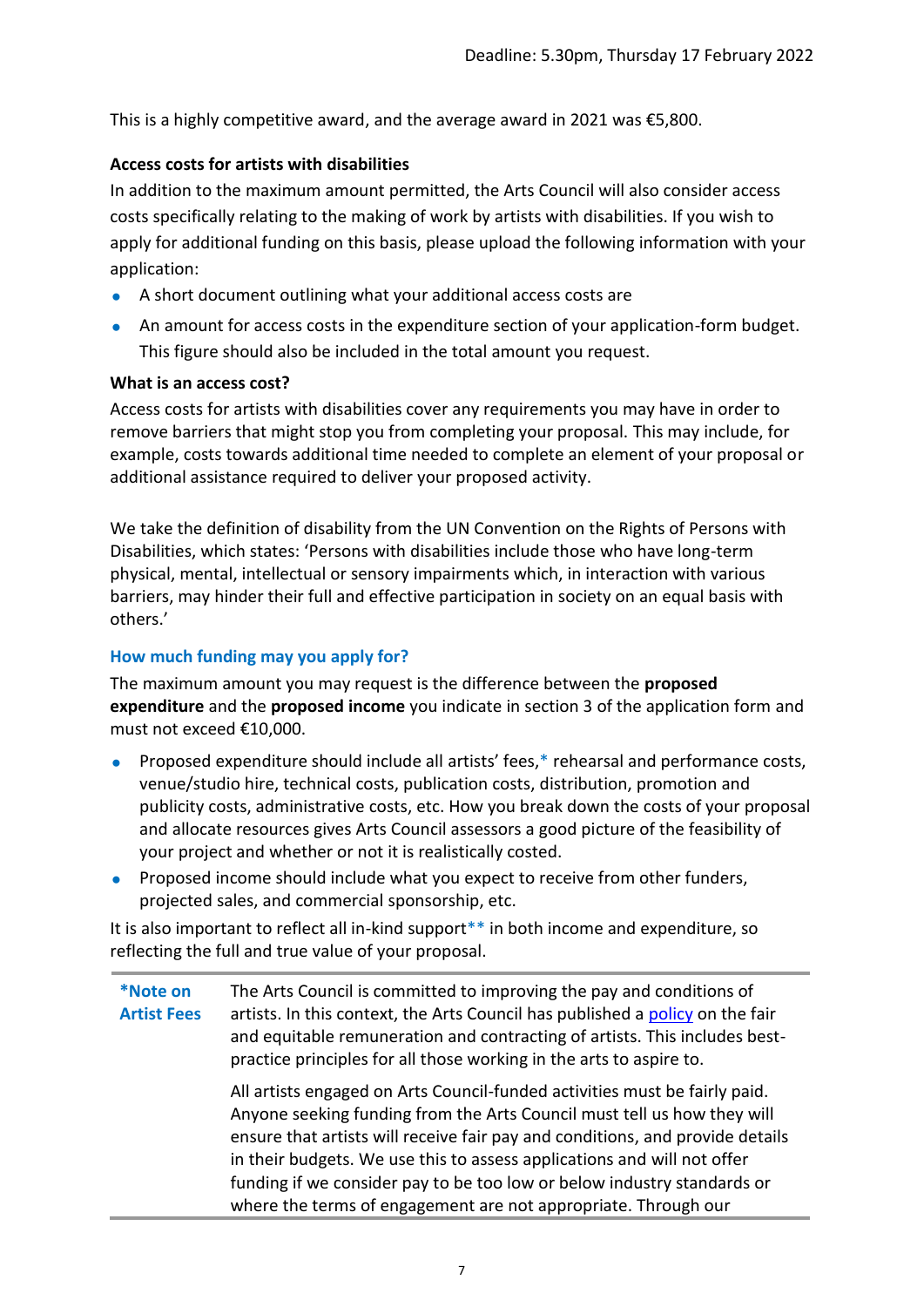Deadline: 5.30pm, Thursday 17 February 2022

This is a highly competitive award, and the average award in 2021 was €5,800.

**Access costs for artists with disabilities**

In addition to the maximum amount permitted, the Arts Council will also consider access costs specifically relating to the making of work by artists with disabilities. If you wish to apply for additional funding on this basis, please upload the following information with your application:

- A short document outlining what your additional access costs are
- An amount for access costs in the expenditure section of your application-form budget. This figure should also be included in the total amount you request.

**What is an access cost?**

Access costs for artists with disabilities cover any requirements you may have in order to remove barriers that might stop you from completing your proposal. This may include, for example, costs towards additional time needed to complete an element of your proposal or additional assistance required to deliver your proposed activity.

We take the definition of disability from the UN Convention on the Rights of Persons with Disabilities, which states: 'Persons with disabilities include those who have long-term physical, mental, intellectual or sensory impairments which, in interaction with various barriers, may hinder their full and effective participation in society on an equal basis with others.'

### How much funding may you apply for?

The maximum amount you may request is the difference between the **proposed expenditure** and the **proposed income** you indicate in section 3 of the application form and must not exceed €10,000.

- Proposed expenditure should include all artists' fees,* rehearsal and performance costs, venue/studio hire, technical costs, publication costs, distribution, promotion and publicity costs, administrative costs, etc. How you break down the costs of your proposal and allocate resources gives Arts Council assessors a good picture of the feasibility of your project and whether or not it is realistically costed.
- Proposed income should include what you expect to receive from other funders, projected sales, and commercial sponsorship, etc.

It is also important to reflect all in-kind support** in both income and expenditure, so reflecting the full and true value of your proposal.

| | |
|---|---|
| ***Note on Artist Fees** | The Arts Council is committed to improving the pay and conditions of artists. In this context, the Arts Council has published a policy on the fair and equitable remuneration and contracting of artists. This includes best-practice principles for all those working in the arts to aspire to.<br><br>All artists engaged on Arts Council-funded activities must be fairly paid. Anyone seeking funding from the Arts Council must tell us how they will ensure that artists will receive fair pay and conditions, and provide details in their budgets. We use this to assess applications and will not offer funding if we consider pay to be too low or below industry standards or where the terms of engagement are not appropriate. Through our |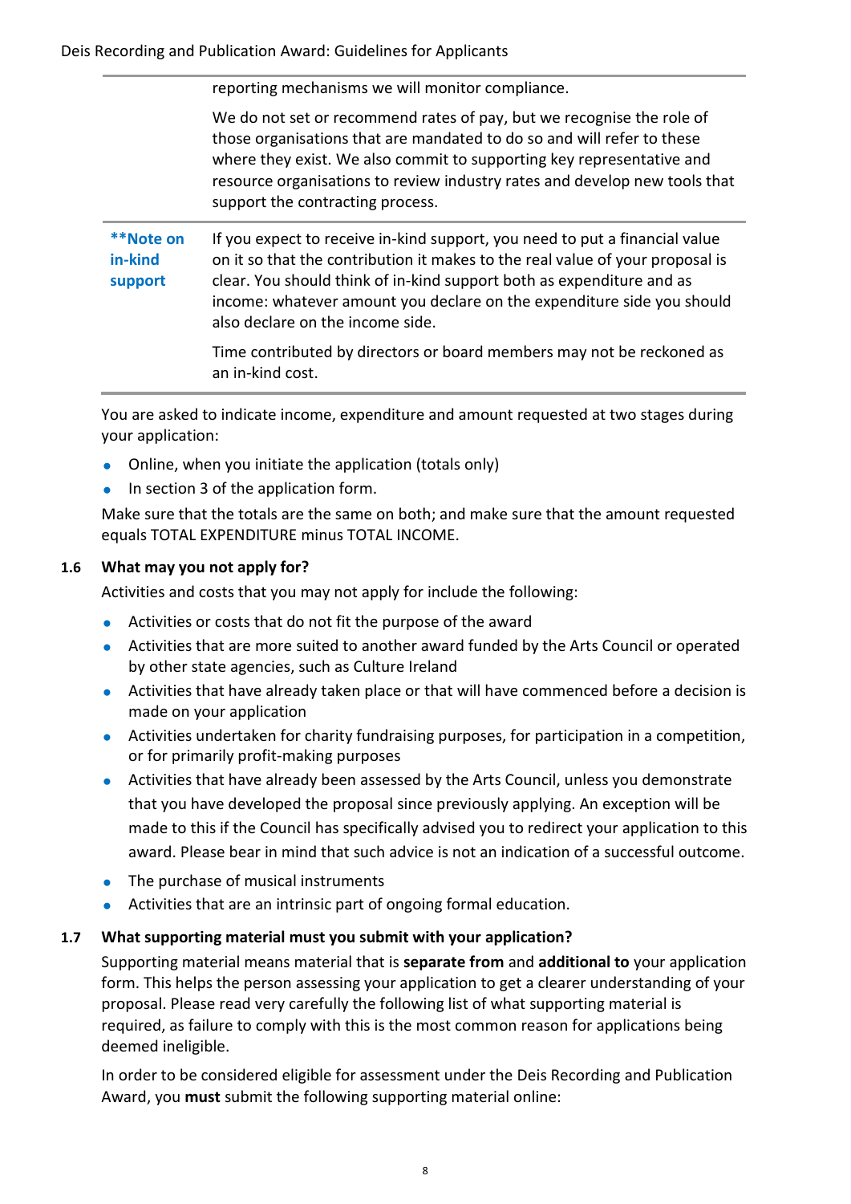|  | reporting mechanisms we will monitor compliance.<br><br>We do not set or recommend rates of pay, but we recognise the role of those organisations that are mandated to do so and will refer to these where they exist. We also commit to supporting key representative and resource organisations to review industry rates and develop new tools that support the contracting process. |
|---|---|
| **\*\*Note on in-kind support** | If you expect to receive in-kind support, you need to put a financial value on it so that the contribution it makes to the real value of your proposal is clear. You should think of in-kind support both as expenditure and as income: whatever amount you declare on the expenditure side you should also declare on the income side.<br><br>Time contributed by directors or board members may not be reckoned as an in-kind cost. |

You are asked to indicate income, expenditure and amount requested at two stages during your application:

- Online, when you initiate the application (totals only)
- In section 3 of the application form.

Make sure that the totals are the same on both; and make sure that the amount requested equals TOTAL EXPENDITURE minus TOTAL INCOME.

### 1.6 What may you not apply for?

Activities and costs that you may not apply for include the following:

- Activities or costs that do not fit the purpose of the award
- Activities that are more suited to another award funded by the Arts Council or operated by other state agencies, such as Culture Ireland
- Activities that have already taken place or that will have commenced before a decision is made on your application
- Activities undertaken for charity fundraising purposes, for participation in a competition, or for primarily profit-making purposes
- Activities that have already been assessed by the Arts Council, unless you demonstrate that you have developed the proposal since previously applying. An exception will be made to this if the Council has specifically advised you to redirect your application to this award. Please bear in mind that such advice is not an indication of a successful outcome.
- The purchase of musical instruments
- Activities that are an intrinsic part of ongoing formal education.

### 1.7 What supporting material must you submit with your application?

Supporting material means material that is **separate from** and **additional to** your application form. This helps the person assessing your application to get a clearer understanding of your proposal. Please read very carefully the following list of what supporting material is required, as failure to comply with this is the most common reason for applications being deemed ineligible.

In order to be considered eligible for assessment under the Deis Recording and Publication Award, you **must** submit the following supporting material online: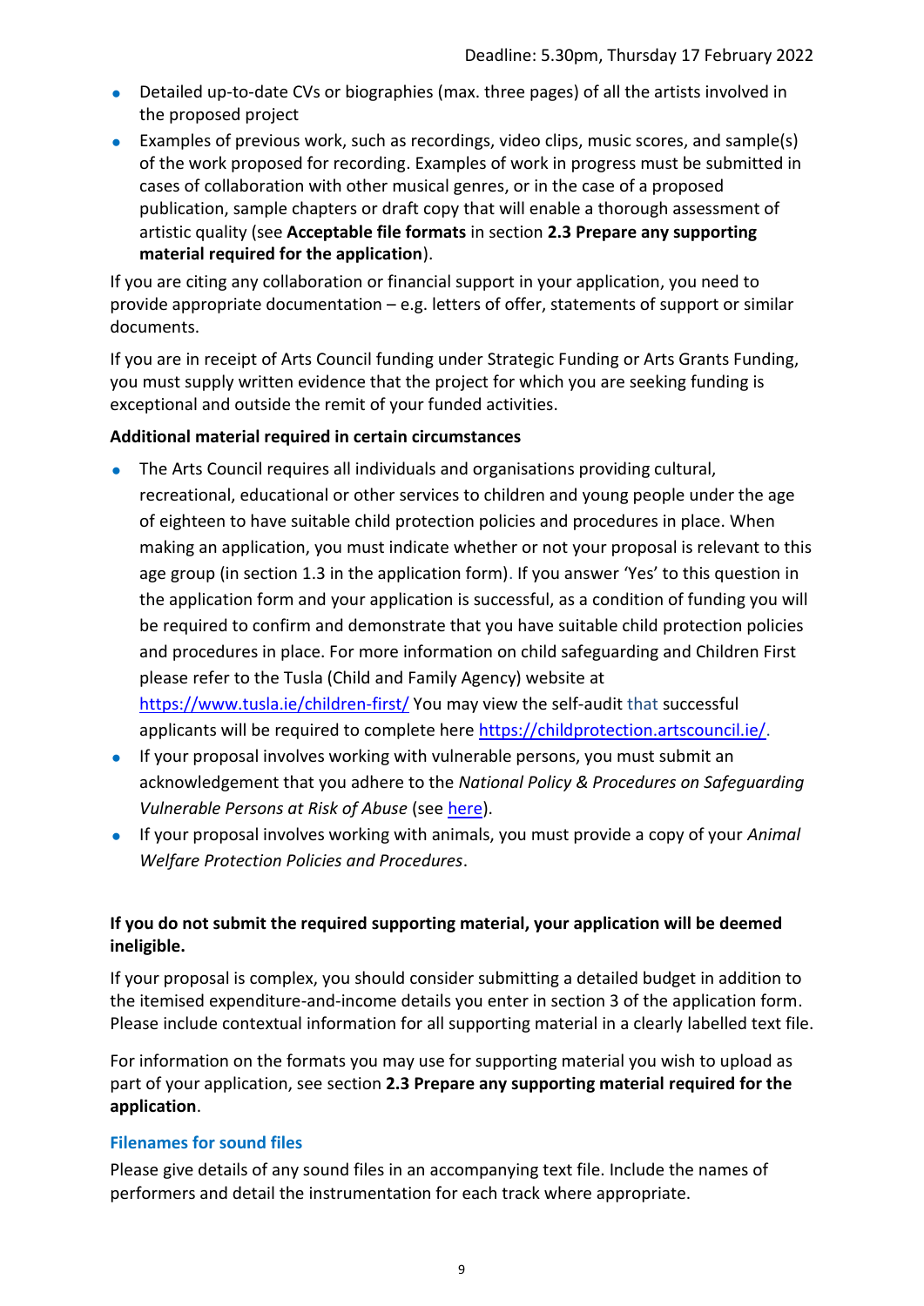- Detailed up-to-date CVs or biographies (max. three pages) of all the artists involved in the proposed project
- Examples of previous work, such as recordings, video clips, music scores, and sample(s) of the work proposed for recording. Examples of work in progress must be submitted in cases of collaboration with other musical genres, or in the case of a proposed publication, sample chapters or draft copy that will enable a thorough assessment of artistic quality (see **Acceptable file formats** in section **2.3 Prepare any supporting material required for the application**).

If you are citing any collaboration or financial support in your application, you need to provide appropriate documentation – e.g. letters of offer, statements of support or similar documents.

If you are in receipt of Arts Council funding under Strategic Funding or Arts Grants Funding, you must supply written evidence that the project for which you are seeking funding is exceptional and outside the remit of your funded activities.

**Additional material required in certain circumstances**

- The Arts Council requires all individuals and organisations providing cultural, recreational, educational or other services to children and young people under the age of eighteen to have suitable child protection policies and procedures in place. When making an application, you must indicate whether or not your proposal is relevant to this age group (in section 1.3 in the application form). If you answer 'Yes' to this question in the application form and your application is successful, as a condition of funding you will be required to confirm and demonstrate that you have suitable child protection policies and procedures in place. For more information on child safeguarding and Children First please refer to the Tusla (Child and Family Agency) website at https://www.tusla.ie/children-first/ You may view the self-audit that successful applicants will be required to complete here https://childprotection.artscouncil.ie/.
- If your proposal involves working with vulnerable persons, you must submit an acknowledgement that you adhere to the *National Policy & Procedures on Safeguarding Vulnerable Persons at Risk of Abuse* (see here).
- If your proposal involves working with animals, you must provide a copy of your *Animal Welfare Protection Policies and Procedures*.

**If you do not submit the required supporting material, your application will be deemed ineligible.**

If your proposal is complex, you should consider submitting a detailed budget in addition to the itemised expenditure-and-income details you enter in section 3 of the application form. Please include contextual information for all supporting material in a clearly labelled text file.

For information on the formats you may use for supporting material you wish to upload as part of your application, see section **2.3 Prepare any supporting material required for the application**.

### Filenames for sound files

Please give details of any sound files in an accompanying text file. Include the names of performers and detail the instrumentation for each track where appropriate.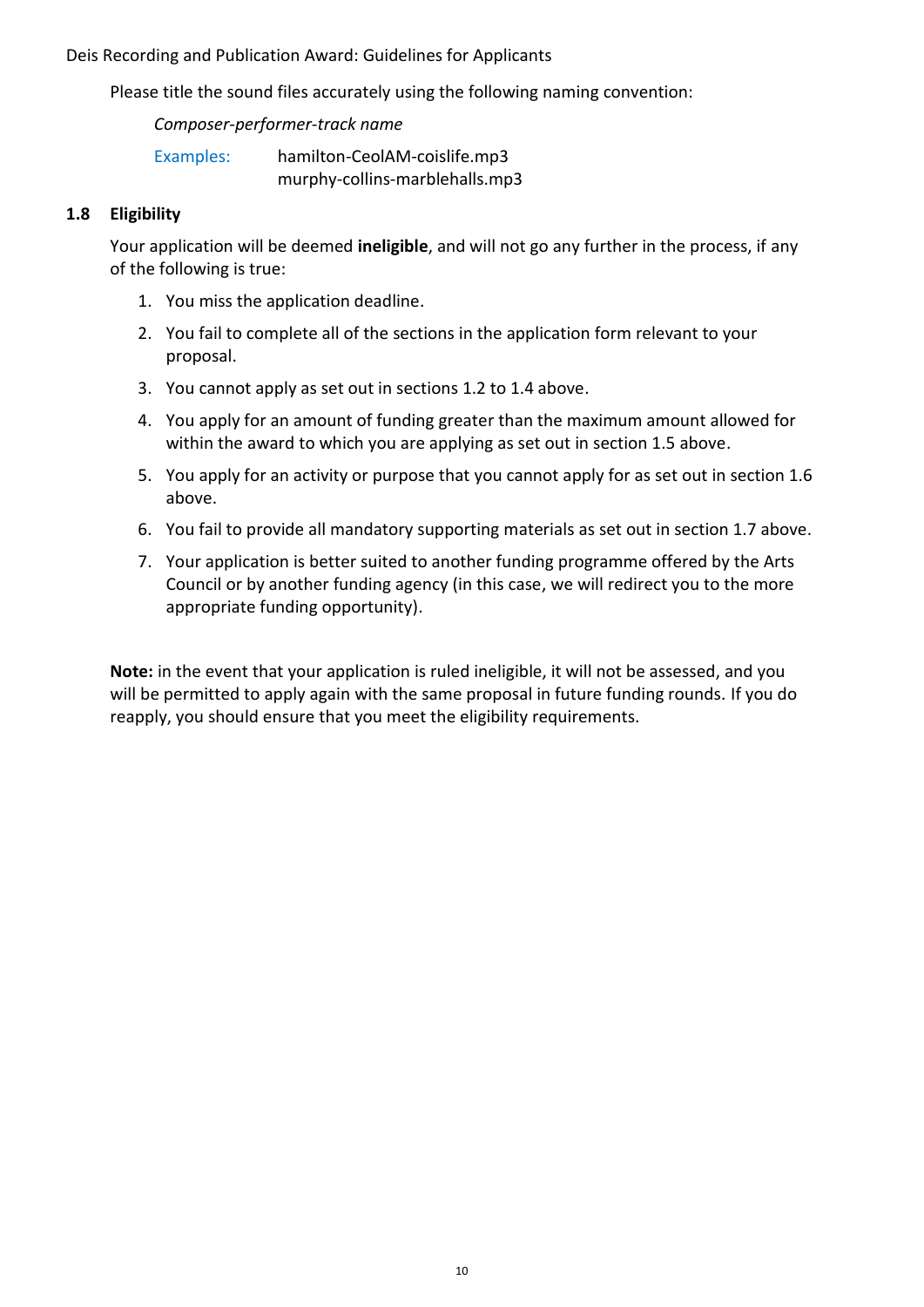Please title the sound files accurately using the following naming convention:

*Composer-performer-track name*

Examples: hamilton-CeolAM-coislife.mp3
murphy-collins-marblehalls.mp3

### 1.8 Eligibility

Your application will be deemed **ineligible**, and will not go any further in the process, if any of the following is true:

1. You miss the application deadline.
2. You fail to complete all of the sections in the application form relevant to your proposal.
3. You cannot apply as set out in sections 1.2 to 1.4 above.
4. You apply for an amount of funding greater than the maximum amount allowed for within the award to which you are applying as set out in section 1.5 above.
5. You apply for an activity or purpose that you cannot apply for as set out in section 1.6 above.
6. You fail to provide all mandatory supporting materials as set out in section 1.7 above.
7. Your application is better suited to another funding programme offered by the Arts Council or by another funding agency (in this case, we will redirect you to the more appropriate funding opportunity).

**Note:** in the event that your application is ruled ineligible, it will not be assessed, and you will be permitted to apply again with the same proposal in future funding rounds. If you do reapply, you should ensure that you meet the eligibility requirements.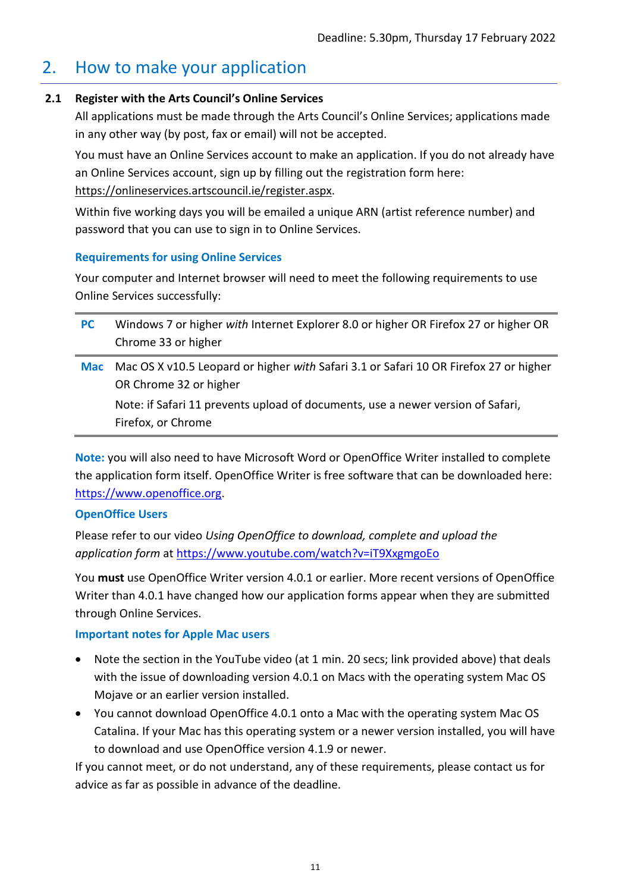## 2. How to make your application

### 2.1 Register with the Arts Council's Online Services

All applications must be made through the Arts Council's Online Services; applications made in any other way (by post, fax or email) will not be accepted.

You must have an Online Services account to make an application. If you do not already have an Online Services account, sign up by filling out the registration form here: https://onlineservices.artscouncil.ie/register.aspx.

Within five working days you will be emailed a unique ARN (artist reference number) and password that you can use to sign in to Online Services.

#### Requirements for using Online Services

Your computer and Internet browser will need to meet the following requirements to use Online Services successfully:

| | |
|---|---|
| **PC** | Windows 7 or higher *with* Internet Explorer 8.0 or higher OR Firefox 27 or higher OR Chrome 33 or higher |
| **Mac** | Mac OS X v10.5 Leopard or higher *with* Safari 3.1 or Safari 10 OR Firefox 27 or higher OR Chrome 32 or higher<br>Note: if Safari 11 prevents upload of documents, use a newer version of Safari, Firefox, or Chrome |

**Note:** you will also need to have Microsoft Word or OpenOffice Writer installed to complete the application form itself. OpenOffice Writer is free software that can be downloaded here: https://www.openoffice.org.

#### OpenOffice Users

Please refer to our video *Using OpenOffice to download, complete and upload the application form* at https://www.youtube.com/watch?v=iT9XxgmgoEo

You **must** use OpenOffice Writer version 4.0.1 or earlier. More recent versions of OpenOffice Writer than 4.0.1 have changed how our application forms appear when they are submitted through Online Services.

#### Important notes for Apple Mac users

- Note the section in the YouTube video (at 1 min. 20 secs; link provided above) that deals with the issue of downloading version 4.0.1 on Macs with the operating system Mac OS Mojave or an earlier version installed.
- You cannot download OpenOffice 4.0.1 onto a Mac with the operating system Mac OS Catalina. If your Mac has this operating system or a newer version installed, you will have to download and use OpenOffice version 4.1.9 or newer.

If you cannot meet, or do not understand, any of these requirements, please contact us for advice as far as possible in advance of the deadline.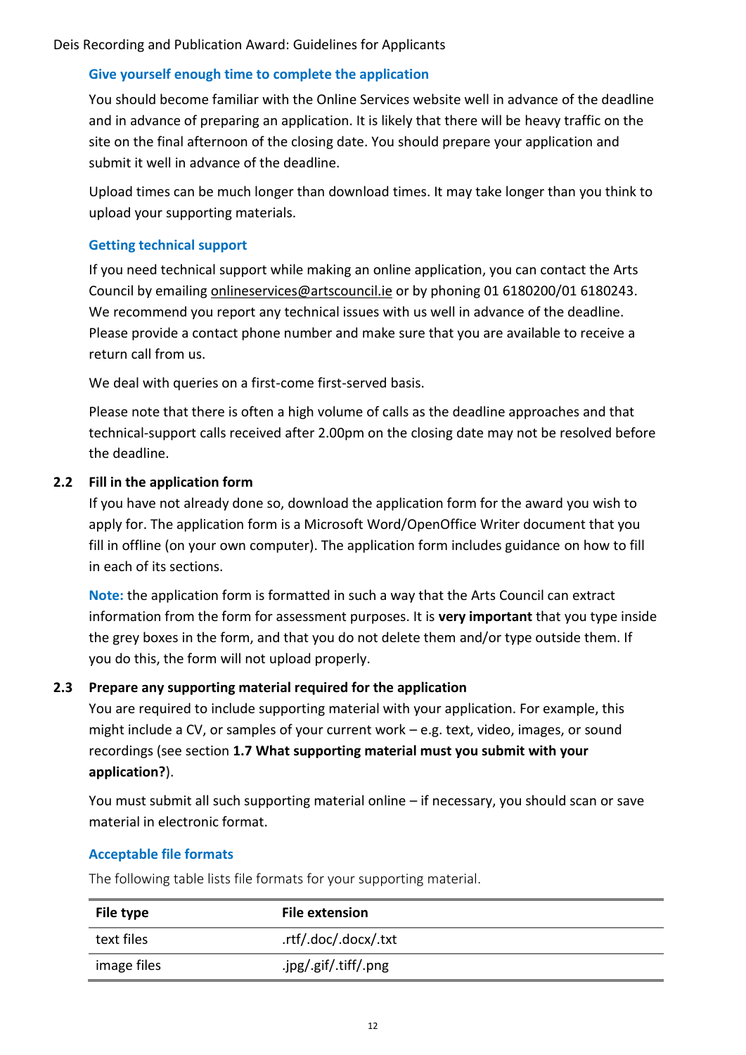### Give yourself enough time to complete the application

You should become familiar with the Online Services website well in advance of the deadline and in advance of preparing an application. It is likely that there will be heavy traffic on the site on the final afternoon of the closing date. You should prepare your application and submit it well in advance of the deadline.

Upload times can be much longer than download times. It may take longer than you think to upload your supporting materials.

### Getting technical support

If you need technical support while making an online application, you can contact the Arts Council by emailing onlineservices@artscouncil.ie or by phoning 01 6180200/01 6180243. We recommend you report any technical issues with us well in advance of the deadline. Please provide a contact phone number and make sure that you are available to receive a return call from us.

We deal with queries on a first-come first-served basis.

Please note that there is often a high volume of calls as the deadline approaches and that technical-support calls received after 2.00pm on the closing date may not be resolved before the deadline.

## 2.2 Fill in the application form

If you have not already done so, download the application form for the award you wish to apply for. The application form is a Microsoft Word/OpenOffice Writer document that you fill in offline (on your own computer). The application form includes guidance on how to fill in each of its sections.

**Note:** the application form is formatted in such a way that the Arts Council can extract information from the form for assessment purposes. It is **very important** that you type inside the grey boxes in the form, and that you do not delete them and/or type outside them. If you do this, the form will not upload properly.

## 2.3 Prepare any supporting material required for the application

You are required to include supporting material with your application. For example, this might include a CV, or samples of your current work – e.g. text, video, images, or sound recordings (see section **1.7 What supporting material must you submit with your application?**).

You must submit all such supporting material online – if necessary, you should scan or save material in electronic format.

### Acceptable file formats

The following table lists file formats for your supporting material.

| File type | File extension |
|---|---|
| text files | .rtf/.doc/.docx/.txt |
| image files | .jpg/.gif/.tiff/.png |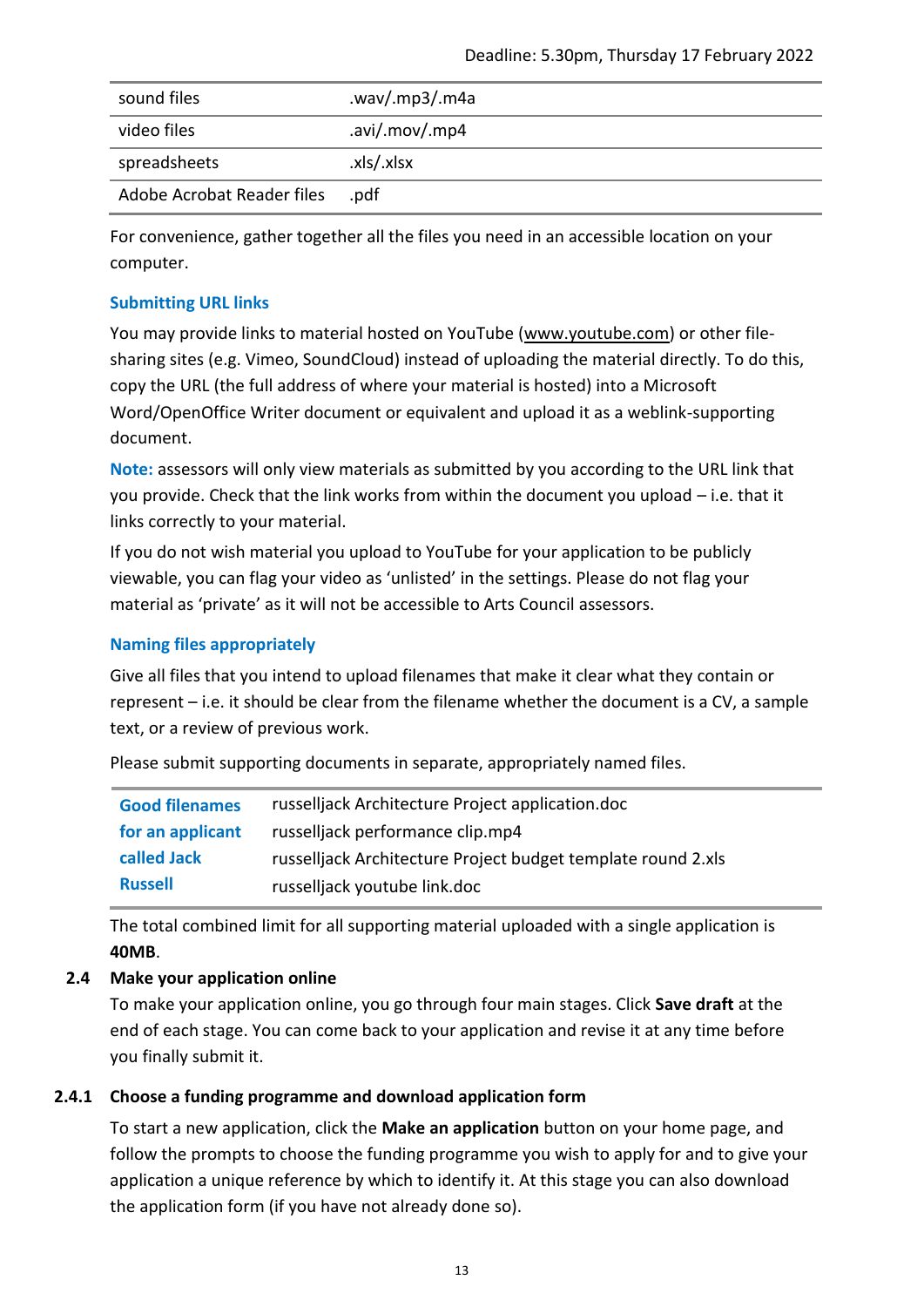| | |
|---|---|
| sound files | .wav/.mp3/.m4a |
| video files | .avi/.mov/.mp4 |
| spreadsheets | .xls/.xlsx |
| Adobe Acrobat Reader files | .pdf |

For convenience, gather together all the files you need in an accessible location on your computer.

### Submitting URL links

You may provide links to material hosted on YouTube (www.youtube.com) or other file-sharing sites (e.g. Vimeo, SoundCloud) instead of uploading the material directly. To do this, copy the URL (the full address of where your material is hosted) into a Microsoft Word/OpenOffice Writer document or equivalent and upload it as a weblink-supporting document.

**Note:** assessors will only view materials as submitted by you according to the URL link that you provide. Check that the link works from within the document you upload – i.e. that it links correctly to your material.

If you do not wish material you upload to YouTube for your application to be publicly viewable, you can flag your video as 'unlisted' in the settings. Please do not flag your material as 'private' as it will not be accessible to Arts Council assessors.

### Naming files appropriately

Give all files that you intend to upload filenames that make it clear what they contain or represent – i.e. it should be clear from the filename whether the document is a CV, a sample text, or a review of previous work.

Please submit supporting documents in separate, appropriately named files.

| | |
|---|---|
| **Good filenames for an applicant called Jack Russell** | russelljack Architecture Project application.doc |
| | russelljack performance clip.mp4 |
| | russelljack Architecture Project budget template round 2.xls |
| | russelljack youtube link.doc |

The total combined limit for all supporting material uploaded with a single application is **40MB**.

## 2.4 Make your application online

To make your application online, you go through four main stages. Click **Save draft** at the end of each stage. You can come back to your application and revise it at any time before you finally submit it.

### 2.4.1 Choose a funding programme and download application form

To start a new application, click the **Make an application** button on your home page, and follow the prompts to choose the funding programme you wish to apply for and to give your application a unique reference by which to identify it. At this stage you can also download the application form (if you have not already done so).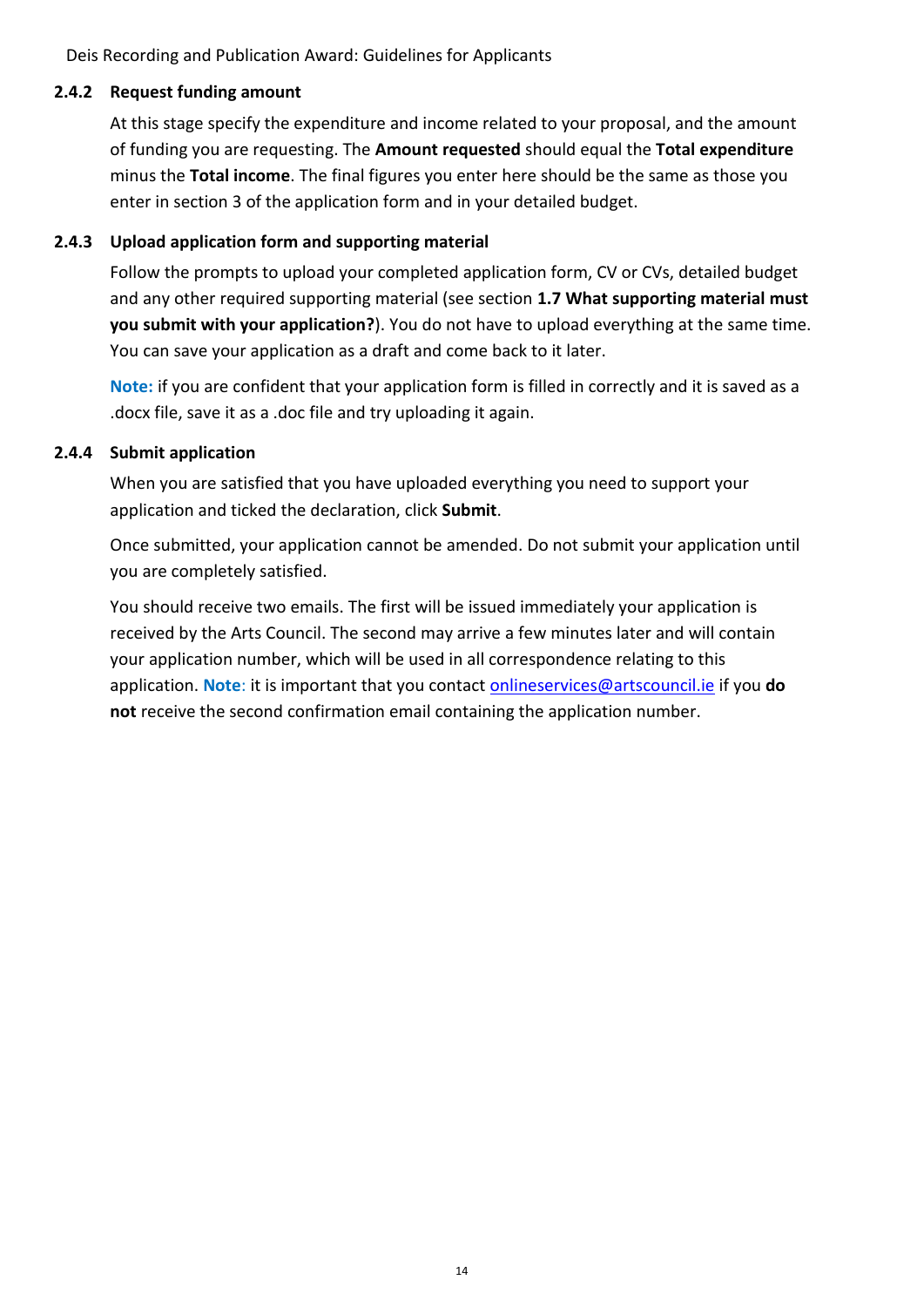### 2.4.2 Request funding amount

At this stage specify the expenditure and income related to your proposal, and the amount of funding you are requesting. The **Amount requested** should equal the **Total expenditure** minus the **Total income**. The final figures you enter here should be the same as those you enter in section 3 of the application form and in your detailed budget.

### 2.4.3 Upload application form and supporting material

Follow the prompts to upload your completed application form, CV or CVs, detailed budget and any other required supporting material (see section **1.7 What supporting material must you submit with your application?**). You do not have to upload everything at the same time. You can save your application as a draft and come back to it later.

**Note:** if you are confident that your application form is filled in correctly and it is saved as a .docx file, save it as a .doc file and try uploading it again.

### 2.4.4 Submit application

When you are satisfied that you have uploaded everything you need to support your application and ticked the declaration, click **Submit**.

Once submitted, your application cannot be amended. Do not submit your application until you are completely satisfied.

You should receive two emails. The first will be issued immediately your application is received by the Arts Council. The second may arrive a few minutes later and will contain your application number, which will be used in all correspondence relating to this application. **Note**: it is important that you contact onlineservices@artscouncil.ie if you **do not** receive the second confirmation email containing the application number.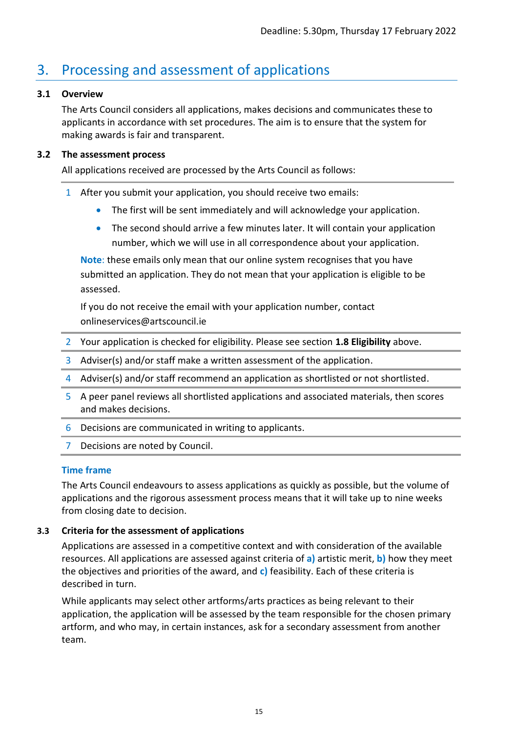## 3. Processing and assessment of applications

### 3.1 Overview

The Arts Council considers all applications, makes decisions and communicates these to applicants in accordance with set procedures. The aim is to ensure that the system for making awards is fair and transparent.

### 3.2 The assessment process

All applications received are processed by the Arts Council as follows:

1. After you submit your application, you should receive two emails:
   - The first will be sent immediately and will acknowledge your application.
   - The second should arrive a few minutes later. It will contain your application number, which we will use in all correspondence about your application.

   **Note**: these emails only mean that our online system recognises that you have submitted an application. They do not mean that your application is eligible to be assessed.

   If you do not receive the email with your application number, contact onlineservices@artscouncil.ie
2. Your application is checked for eligibility. Please see section **1.8 Eligibility** above.
3. Adviser(s) and/or staff make a written assessment of the application.
4. Adviser(s) and/or staff recommend an application as shortlisted or not shortlisted.
5. A peer panel reviews all shortlisted applications and associated materials, then scores and makes decisions.
6. Decisions are communicated in writing to applicants.
7. Decisions are noted by Council.

#### Time frame

The Arts Council endeavours to assess applications as quickly as possible, but the volume of applications and the rigorous assessment process means that it will take up to nine weeks from closing date to decision.

### 3.3 Criteria for the assessment of applications

Applications are assessed in a competitive context and with consideration of the available resources. All applications are assessed against criteria of **a)** artistic merit, **b)** how they meet the objectives and priorities of the award, and **c)** feasibility. Each of these criteria is described in turn.

While applicants may select other artforms/arts practices as being relevant to their application, the application will be assessed by the team responsible for the chosen primary artform, and who may, in certain instances, ask for a secondary assessment from another team.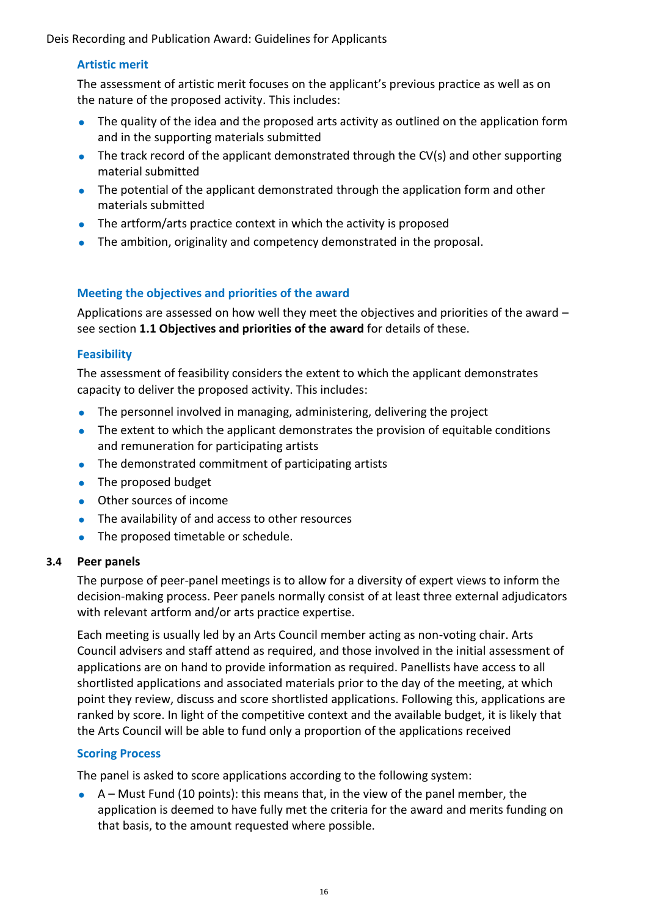### Artistic merit

The assessment of artistic merit focuses on the applicant's previous practice as well as on the nature of the proposed activity. This includes:

- The quality of the idea and the proposed arts activity as outlined on the application form and in the supporting materials submitted
- The track record of the applicant demonstrated through the CV(s) and other supporting material submitted
- The potential of the applicant demonstrated through the application form and other materials submitted
- The artform/arts practice context in which the activity is proposed
- The ambition, originality and competency demonstrated in the proposal.

### Meeting the objectives and priorities of the award

Applications are assessed on how well they meet the objectives and priorities of the award – see section **1.1 Objectives and priorities of the award** for details of these.

### Feasibility

The assessment of feasibility considers the extent to which the applicant demonstrates capacity to deliver the proposed activity. This includes:

- The personnel involved in managing, administering, delivering the project
- The extent to which the applicant demonstrates the provision of equitable conditions and remuneration for participating artists
- The demonstrated commitment of participating artists
- The proposed budget
- Other sources of income
- The availability of and access to other resources
- The proposed timetable or schedule.

## 3.4 Peer panels

The purpose of peer-panel meetings is to allow for a diversity of expert views to inform the decision-making process. Peer panels normally consist of at least three external adjudicators with relevant artform and/or arts practice expertise.

Each meeting is usually led by an Arts Council member acting as non-voting chair. Arts Council advisers and staff attend as required, and those involved in the initial assessment of applications are on hand to provide information as required. Panellists have access to all shortlisted applications and associated materials prior to the day of the meeting, at which point they review, discuss and score shortlisted applications. Following this, applications are ranked by score. In light of the competitive context and the available budget, it is likely that the Arts Council will be able to fund only a proportion of the applications received

### Scoring Process

The panel is asked to score applications according to the following system:

- A – Must Fund (10 points): this means that, in the view of the panel member, the application is deemed to have fully met the criteria for the award and merits funding on that basis, to the amount requested where possible.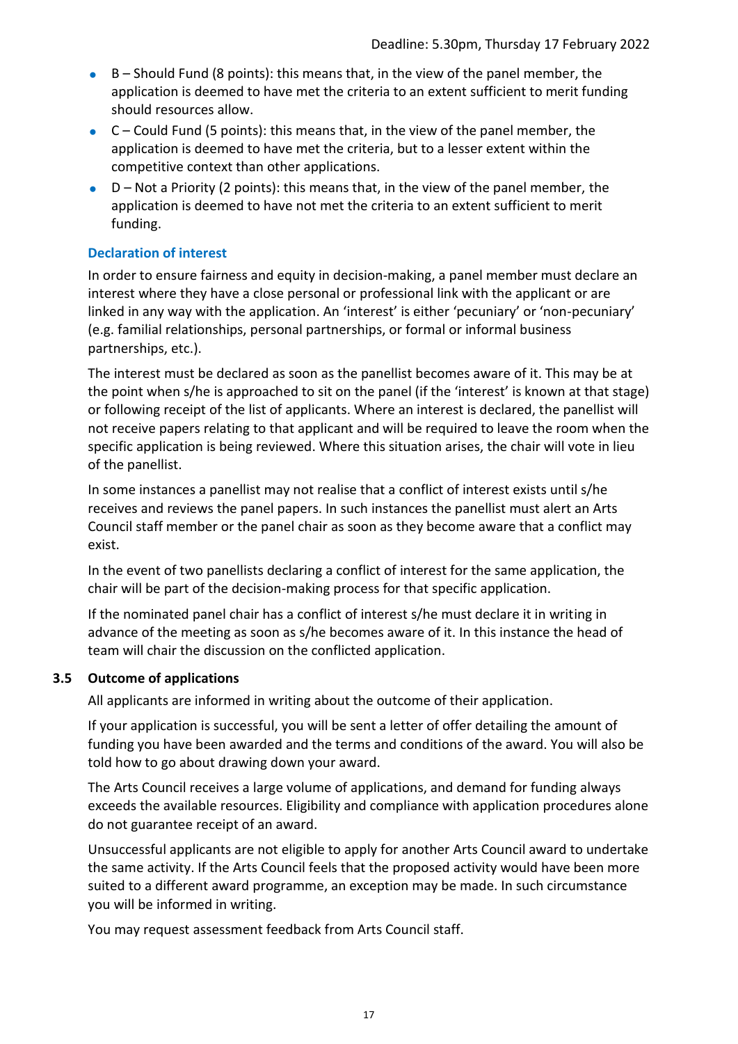- B – Should Fund (8 points): this means that, in the view of the panel member, the application is deemed to have met the criteria to an extent sufficient to merit funding should resources allow.
- C – Could Fund (5 points): this means that, in the view of the panel member, the application is deemed to have met the criteria, but to a lesser extent within the competitive context than other applications.
- D – Not a Priority (2 points): this means that, in the view of the panel member, the application is deemed to have not met the criteria to an extent sufficient to merit funding.

#### Declaration of interest

In order to ensure fairness and equity in decision-making, a panel member must declare an interest where they have a close personal or professional link with the applicant or are linked in any way with the application. An 'interest' is either 'pecuniary' or 'non-pecuniary' (e.g. familial relationships, personal partnerships, or formal or informal business partnerships, etc.).

The interest must be declared as soon as the panellist becomes aware of it. This may be at the point when s/he is approached to sit on the panel (if the 'interest' is known at that stage) or following receipt of the list of applicants. Where an interest is declared, the panellist will not receive papers relating to that applicant and will be required to leave the room when the specific application is being reviewed. Where this situation arises, the chair will vote in lieu of the panellist.

In some instances a panellist may not realise that a conflict of interest exists until s/he receives and reviews the panel papers. In such instances the panellist must alert an Arts Council staff member or the panel chair as soon as they become aware that a conflict may exist.

In the event of two panellists declaring a conflict of interest for the same application, the chair will be part of the decision-making process for that specific application.

If the nominated panel chair has a conflict of interest s/he must declare it in writing in advance of the meeting as soon as s/he becomes aware of it. In this instance the head of team will chair the discussion on the conflicted application.

### 3.5 Outcome of applications

All applicants are informed in writing about the outcome of their application.

If your application is successful, you will be sent a letter of offer detailing the amount of funding you have been awarded and the terms and conditions of the award. You will also be told how to go about drawing down your award.

The Arts Council receives a large volume of applications, and demand for funding always exceeds the available resources. Eligibility and compliance with application procedures alone do not guarantee receipt of an award.

Unsuccessful applicants are not eligible to apply for another Arts Council award to undertake the same activity. If the Arts Council feels that the proposed activity would have been more suited to a different award programme, an exception may be made. In such circumstance you will be informed in writing.

You may request assessment feedback from Arts Council staff.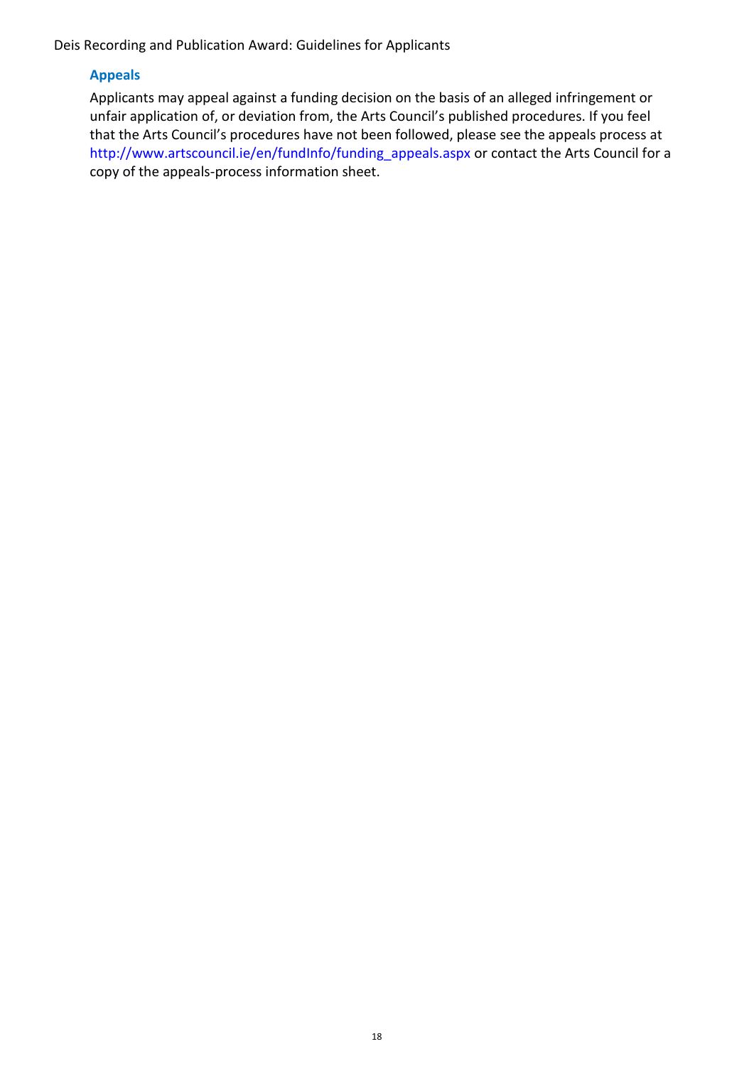## Appeals

Applicants may appeal against a funding decision on the basis of an alleged infringement or unfair application of, or deviation from, the Arts Council's published procedures. If you feel that the Arts Council's procedures have not been followed, please see the appeals process at http://www.artscouncil.ie/en/fundInfo/funding_appeals.aspx or contact the Arts Council for a copy of the appeals-process information sheet.